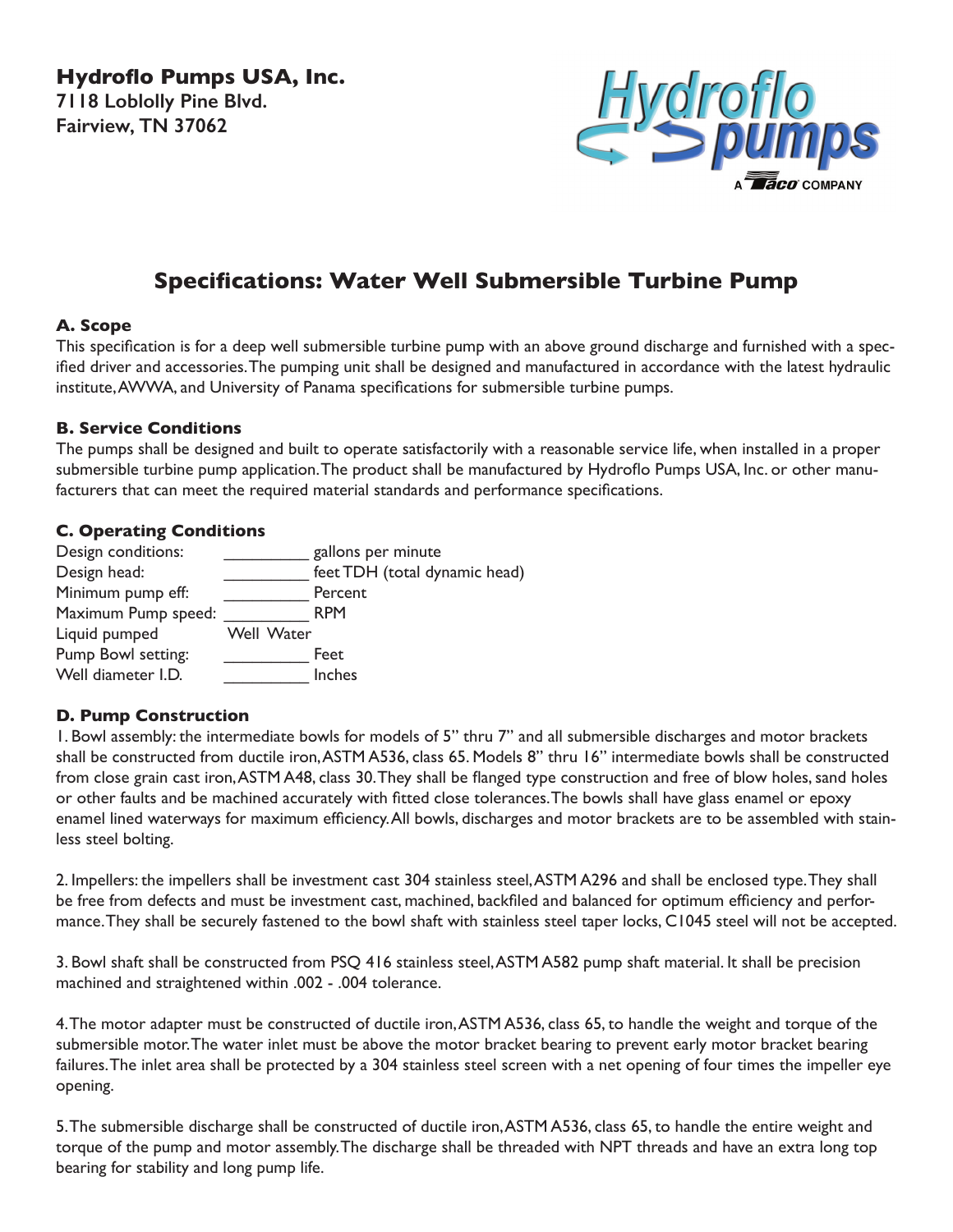**Hydroflo Pumps USA, Inc.**
**7118 Loblolly Pine Blvd.**
**Fairview, TN 37062**

# Specifications: Water Well Submersible Turbine Pump

### A. Scope

This specification is for a deep well submersible turbine pump with an above ground discharge and furnished with a specified driver and accessories. The pumping unit shall be designed and manufactured in accordance with the latest hydraulic institute, AWWA, and University of Panama specifications for submersible turbine pumps.

### B. Service Conditions

The pumps shall be designed and built to operate satisfactorily with a reasonable service life, when installed in a proper submersible turbine pump application. The product shall be manufactured by Hydroflo Pumps USA, Inc. or other manufacturers that can meet the required material standards and performance specifications.

### C. Operating Conditions

| | | |
|---|---|---|
| Design conditions: | __________ | gallons per minute |
| Design head: | __________ | feet TDH (total dynamic head) |
| Minimum pump eff: | __________ | Percent |
| Maximum Pump speed: | __________ | RPM |
| Liquid pumped | Well Water | |
| Pump Bowl setting: | __________ | Feet |
| Well diameter I.D. | __________ | Inches |

### D. Pump Construction

1. Bowl assembly: the intermediate bowls for models of 5" thru 7" and all submersible discharges and motor brackets shall be constructed from ductile iron, ASTM A536, class 65. Models 8" thru 16" intermediate bowls shall be constructed from close grain cast iron, ASTM A48, class 30. They shall be flanged type construction and free of blow holes, sand holes or other faults and be machined accurately with fitted close tolerances. The bowls shall have glass enamel or epoxy enamel lined waterways for maximum efficiency. All bowls, discharges and motor brackets are to be assembled with stainless steel bolting.

2. Impellers: the impellers shall be investment cast 304 stainless steel, ASTM A296 and shall be enclosed type. They shall be free from defects and must be investment cast, machined, backfiled and balanced for optimum efficiency and performance. They shall be securely fastened to the bowl shaft with stainless steel taper locks, C1045 steel will not be accepted.

3. Bowl shaft shall be constructed from PSQ 416 stainless steel, ASTM A582 pump shaft material. It shall be precision machined and straightened within .002 - .004 tolerance.

4. The motor adapter must be constructed of ductile iron, ASTM A536, class 65, to handle the weight and torque of the submersible motor. The water inlet must be above the motor bracket bearing to prevent early motor bracket bearing failures. The inlet area shall be protected by a 304 stainless steel screen with a net opening of four times the impeller eye opening.

5. The submersible discharge shall be constructed of ductile iron, ASTM A536, class 65, to handle the entire weight and torque of the pump and motor assembly. The discharge shall be threaded with NPT threads and have an extra long top bearing for stability and long pump life.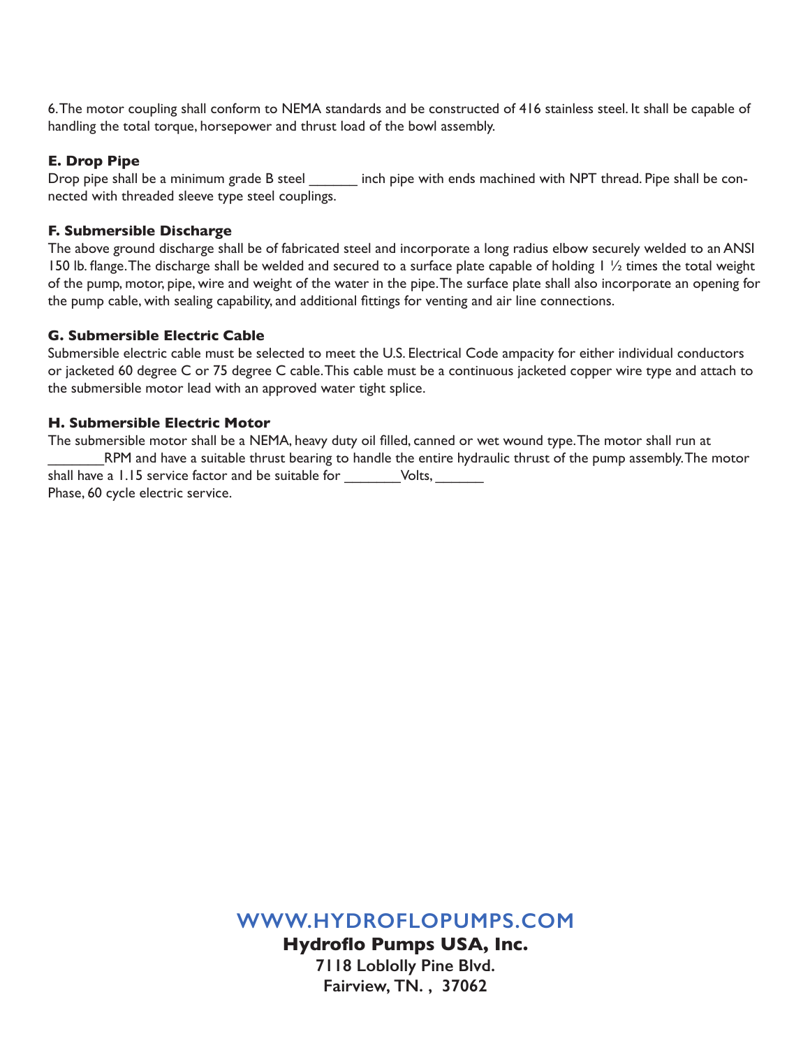6. The motor coupling shall conform to NEMA standards and be constructed of 416 stainless steel. It shall be capable of handling the total torque, horsepower and thrust load of the bowl assembly.

### E. Drop Pipe

Drop pipe shall be a minimum grade B steel ______ inch pipe with ends machined with NPT thread. Pipe shall be connected with threaded sleeve type steel couplings.

### F. Submersible Discharge

The above ground discharge shall be of fabricated steel and incorporate a long radius elbow securely welded to an ANSI 150 lb. flange. The discharge shall be welded and secured to a surface plate capable of holding 1 ½ times the total weight of the pump, motor, pipe, wire and weight of the water in the pipe. The surface plate shall also incorporate an opening for the pump cable, with sealing capability, and additional fittings for venting and air line connections.

### G. Submersible Electric Cable

Submersible electric cable must be selected to meet the U.S. Electrical Code ampacity for either individual conductors or jacketed 60 degree C or 75 degree C cable. This cable must be a continuous jacketed copper wire type and attach to the submersible motor lead with an approved water tight splice.

### H. Submersible Electric Motor

The submersible motor shall be a NEMA, heavy duty oil filled, canned or wet wound type. The motor shall run at _______RPM and have a suitable thrust bearing to handle the entire hydraulic thrust of the pump assembly. The motor shall have a 1.15 service factor and be suitable for _______Volts, ______ Phase, 60 cycle electric service.

**WWW.HYDROFLOPUMPS.COM**

**Hydroflo Pumps USA, Inc.**
**7118 Loblolly Pine Blvd.**
**Fairview, TN. , 37062**